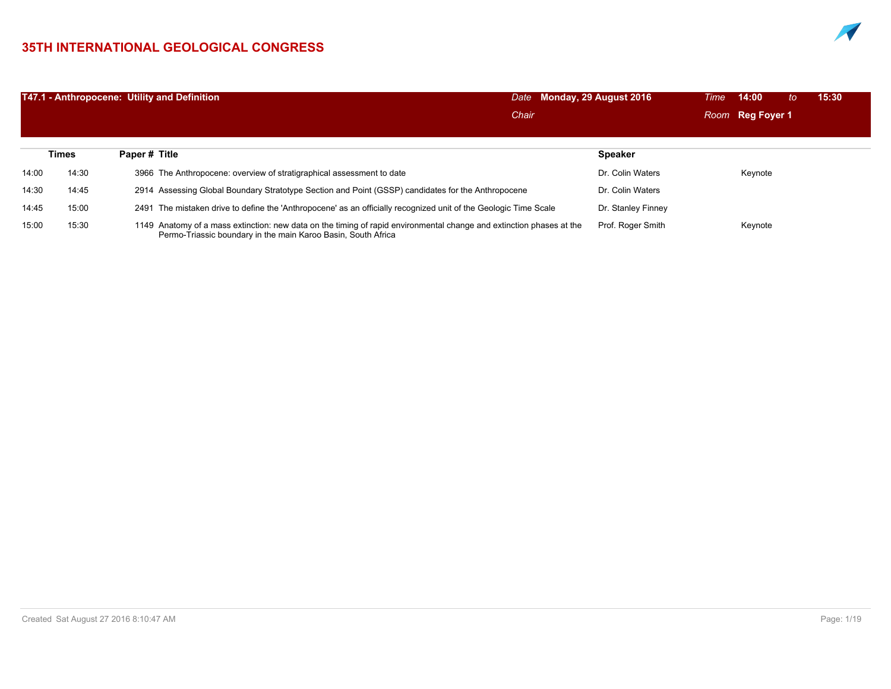# 35TH INTERNATIONAL GEOLOGICAL CONGRESS

## T47.1 - Anthropocene: Utility and Definition

*Date* **Monday, 29 August 2016** *Time* **14:00** *to* **15:30**

*Chair* *Room* **Reg Foyer 1**

| Times | | Paper # | Title | Speaker | |
|---|---|---|---|---|---|
| 14:00 | 14:30 | 3966 | The Anthropocene: overview of stratigraphical assessment to date | Dr. Colin Waters | Keynote |
| 14:30 | 14:45 | 2914 | Assessing Global Boundary Stratotype Section and Point (GSSP) candidates for the Anthropocene | Dr. Colin Waters | |
| 14:45 | 15:00 | 2491 | The mistaken drive to define the 'Anthropocene' as an officially recognized unit of the Geologic Time Scale | Dr. Stanley Finney | |
| 15:00 | 15:30 | 1149 | Anatomy of a mass extinction: new data on the timing of rapid environmental change and extinction phases at the Permo-Triassic boundary in the main Karoo Basin, South Africa | Prof. Roger Smith | Keynote |

Created Sat August 27 2016 8:10:47 AM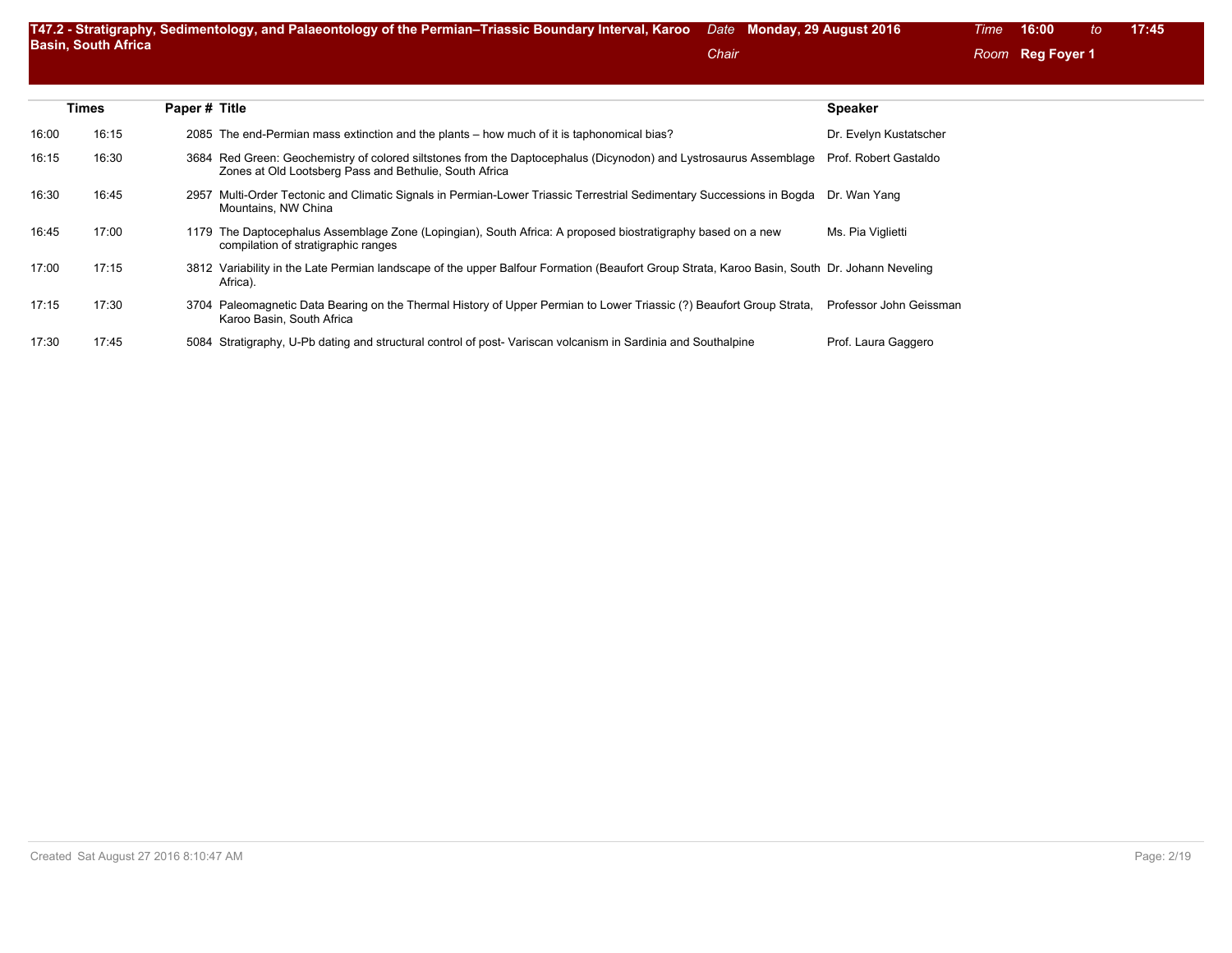## T47.2 - Stratigraphy, Sedimentology, and Palaeontology of the Permian–Triassic Boundary Interval, Karoo Basin, South Africa

*Date* **Monday, 29 August 2016** *Time* **16:00** *to* **17:45**

*Chair*

*Room* **Reg Foyer 1**

| Times | | Paper # | Title | Speaker |
|---|---|---|---|---|
| 16:00 | 16:15 | 2085 | The end-Permian mass extinction and the plants – how much of it is taphonomical bias? | Dr. Evelyn Kustatscher |
| 16:15 | 16:30 | 3684 | Red Green: Geochemistry of colored siltstones from the Daptocephalus (Dicynodon) and Lystrosaurus Assemblage Zones at Old Lootsberg Pass and Bethulie, South Africa | Prof. Robert Gastaldo |
| 16:30 | 16:45 | 2957 | Multi-Order Tectonic and Climatic Signals in Permian-Lower Triassic Terrestrial Sedimentary Successions in Bogda Mountains, NW China | Dr. Wan Yang |
| 16:45 | 17:00 | 1179 | The Daptocephalus Assemblage Zone (Lopingian), South Africa: A proposed biostratigraphy based on a new compilation of stratigraphic ranges | Ms. Pia Viglietti |
| 17:00 | 17:15 | 3812 | Variability in the Late Permian landscape of the upper Balfour Formation (Beaufort Group Strata, Karoo Basin, South Africa). | Dr. Johann Neveling |
| 17:15 | 17:30 | 3704 | Paleomagnetic Data Bearing on the Thermal History of Upper Permian to Lower Triassic (?) Beaufort Group Strata, Karoo Basin, South Africa | Professor John Geissman |
| 17:30 | 17:45 | 5084 | Stratigraphy, U-Pb dating and structural control of post- Variscan volcanism in Sardinia and Southalpine | Prof. Laura Gaggero |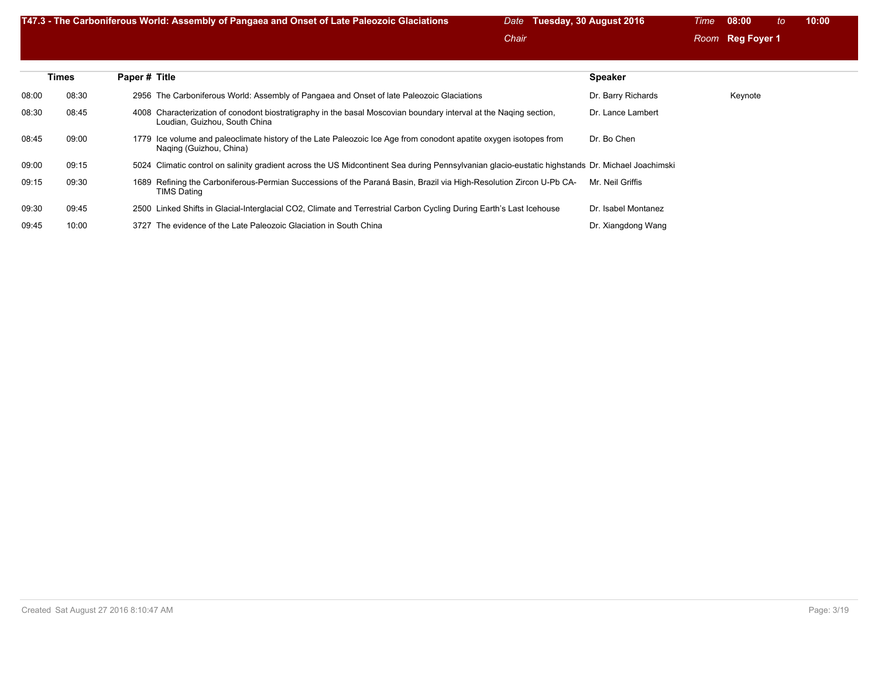## T47.3 - The Carboniferous World: Assembly of Pangaea and Onset of Late Paleozoic Glaciations

*Date* **Tuesday, 30 August 2016** *Time* **08:00** *to* **10:00**

*Chair*

*Room* **Reg Foyer 1**

| Times | | Paper # | Title | Speaker | |
|---|---|---|---|---|---|
| 08:00 | 08:30 | 2956 | The Carboniferous World: Assembly of Pangaea and Onset of late Paleozoic Glaciations | Dr. Barry Richards | Keynote |
| 08:30 | 08:45 | 4008 | Characterization of conodont biostratigraphy in the basal Moscovian boundary interval at the Naqing section, Loudian, Guizhou, South China | Dr. Lance Lambert | |
| 08:45 | 09:00 | 1779 | Ice volume and paleoclimate history of the Late Paleozoic Ice Age from conodont apatite oxygen isotopes from Naqing (Guizhou, China) | Dr. Bo Chen | |
| 09:00 | 09:15 | 5024 | Climatic control on salinity gradient across the US Midcontinent Sea during Pennsylvanian glacio-eustatic highstands | Dr. Michael Joachimski | |
| 09:15 | 09:30 | 1689 | Refining the Carboniferous-Permian Successions of the Paraná Basin, Brazil via High-Resolution Zircon U-Pb CA-TIMS Dating | Mr. Neil Griffis | |
| 09:30 | 09:45 | 2500 | Linked Shifts in Glacial-Interglacial CO2, Climate and Terrestrial Carbon Cycling During Earth's Last Icehouse | Dr. Isabel Montanez | |
| 09:45 | 10:00 | 3727 | The evidence of the Late Paleozoic Glaciation in South China | Dr. Xiangdong Wang | |

Created Sat August 27 2016 8:10:47 AM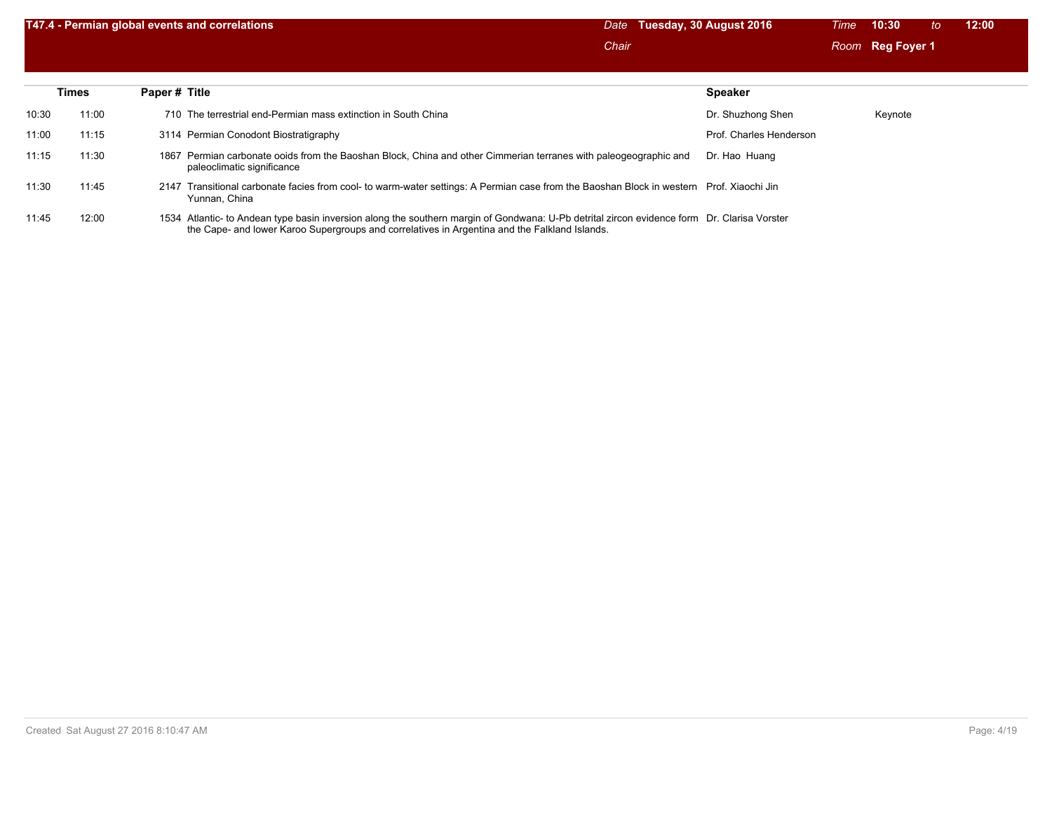## T47.4 - Permian global events and correlations

*Date* **Tuesday, 30 August 2016** *Time* **10:30** *to* **12:00**

*Chair*

*Room* **Reg Foyer 1**

| Times | | Paper # | Title | Speaker | |
|---|---|---|---|---|---|
| 10:30 | 11:00 | 710 | The terrestrial end-Permian mass extinction in South China | Dr. Shuzhong Shen | Keynote |
| 11:00 | 11:15 | 3114 | Permian Conodont Biostratigraphy | Prof. Charles Henderson | |
| 11:15 | 11:30 | 1867 | Permian carbonate ooids from the Baoshan Block, China and other Cimmerian terranes with paleogeographic and paleoclimatic significance | Dr. Hao Huang | |
| 11:30 | 11:45 | 2147 | Transitional carbonate facies from cool- to warm-water settings: A Permian case from the Baoshan Block in western Yunnan, China | Prof. Xiaochi Jin | |
| 11:45 | 12:00 | 1534 | Atlantic- to Andean type basin inversion along the southern margin of Gondwana: U-Pb detrital zircon evidence form the Cape- and lower Karoo Supergroups and correlatives in Argentina and the Falkland Islands. | Dr. Clarisa Vorster | |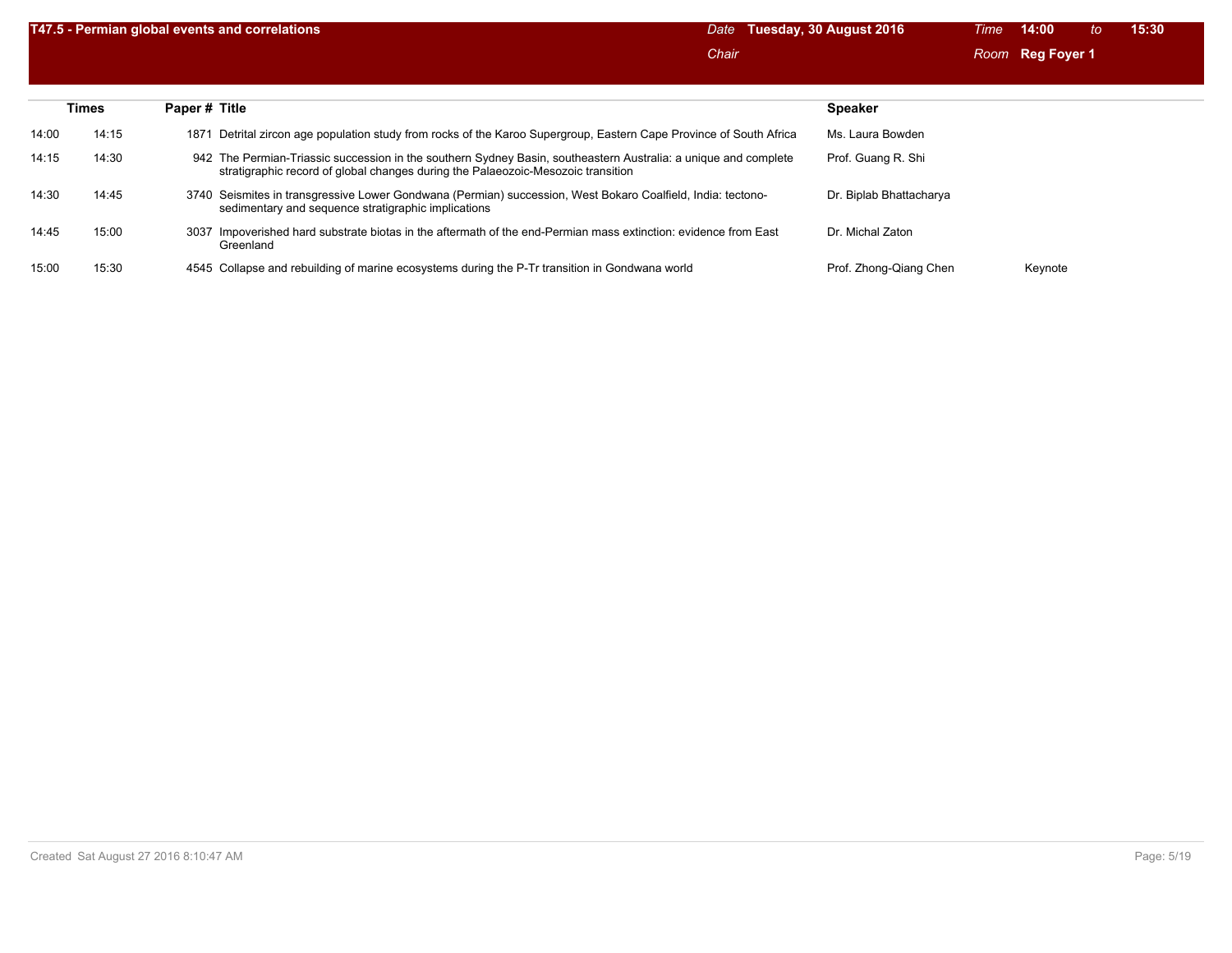## T47.5 - Permian global events and correlations

*Date* **Tuesday, 30 August 2016** *Time* **14:00** *to* **15:30**

*Chair* *Room* **Reg Foyer 1**

| Times | | Paper # | Title | Speaker | |
|---|---|---|---|---|---|
| 14:00 | 14:15 | 1871 | Detrital zircon age population study from rocks of the Karoo Supergroup, Eastern Cape Province of South Africa | Ms. Laura Bowden | |
| 14:15 | 14:30 | 942 | The Permian-Triassic succession in the southern Sydney Basin, southeastern Australia: a unique and complete stratigraphic record of global changes during the Palaeozoic-Mesozoic transition | Prof. Guang R. Shi | |
| 14:30 | 14:45 | 3740 | Seismites in transgressive Lower Gondwana (Permian) succession, West Bokaro Coalfield, India: tectono-sedimentary and sequence stratigraphic implications | Dr. Biplab Bhattacharya | |
| 14:45 | 15:00 | 3037 | Impoverished hard substrate biotas in the aftermath of the end-Permian mass extinction: evidence from East Greenland | Dr. Michal Zaton | |
| 15:00 | 15:30 | 4545 | Collapse and rebuilding of marine ecosystems during the P-Tr transition in Gondwana world | Prof. Zhong-Qiang Chen | Keynote |

Created Sat August 27 2016 8:10:47 AM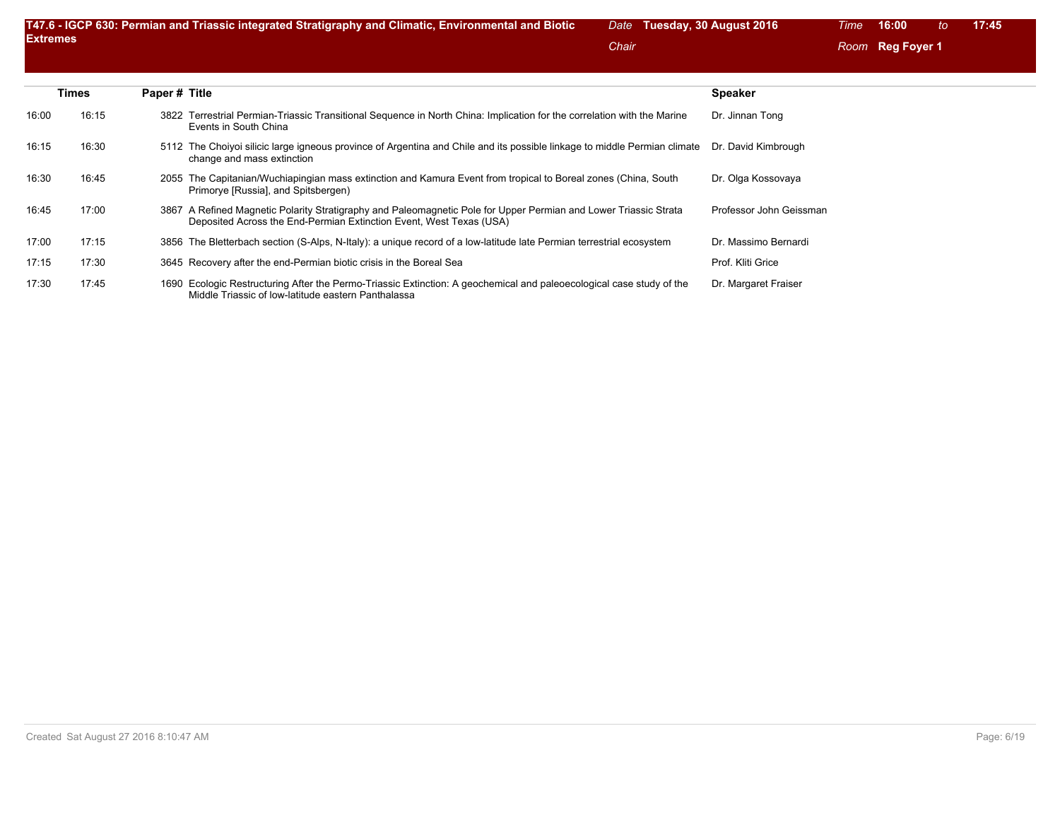## T47.6 - IGCP 630: Permian and Triassic integrated Stratigraphy and Climatic, Environmental and Biotic Extremes

*Date* **Tuesday, 30 August 2016** *Time* **16:00** *to* **17:45**

*Chair*

*Room* **Reg Foyer 1**

| Times | | Paper # | Title | Speaker |
|---|---|---|---|---|
| 16:00 | 16:15 | 3822 | Terrestrial Permian-Triassic Transitional Sequence in North China: Implication for the correlation with the Marine Events in South China | Dr. Jinnan Tong |
| 16:15 | 16:30 | 5112 | The Choiyoi silicic large igneous province of Argentina and Chile and its possible linkage to middle Permian climate change and mass extinction | Dr. David Kimbrough |
| 16:30 | 16:45 | 2055 | The Capitanian/Wuchiapingian mass extinction and Kamura Event from tropical to Boreal zones (China, South Primorye [Russia], and Spitsbergen) | Dr. Olga Kossovaya |
| 16:45 | 17:00 | 3867 | A Refined Magnetic Polarity Stratigraphy and Paleomagnetic Pole for Upper Permian and Lower Triassic Strata Deposited Across the End-Permian Extinction Event, West Texas (USA) | Professor John Geissman |
| 17:00 | 17:15 | 3856 | The Bletterbach section (S-Alps, N-Italy): a unique record of a low-latitude late Permian terrestrial ecosystem | Dr. Massimo Bernardi |
| 17:15 | 17:30 | 3645 | Recovery after the end-Permian biotic crisis in the Boreal Sea | Prof. Kliti Grice |
| 17:30 | 17:45 | 1690 | Ecologic Restructuring After the Permo-Triassic Extinction: A geochemical and paleoecological case study of the Middle Triassic of low-latitude eastern Panthalassa | Dr. Margaret Fraiser |

Created Sat August 27 2016 8:10:47 AM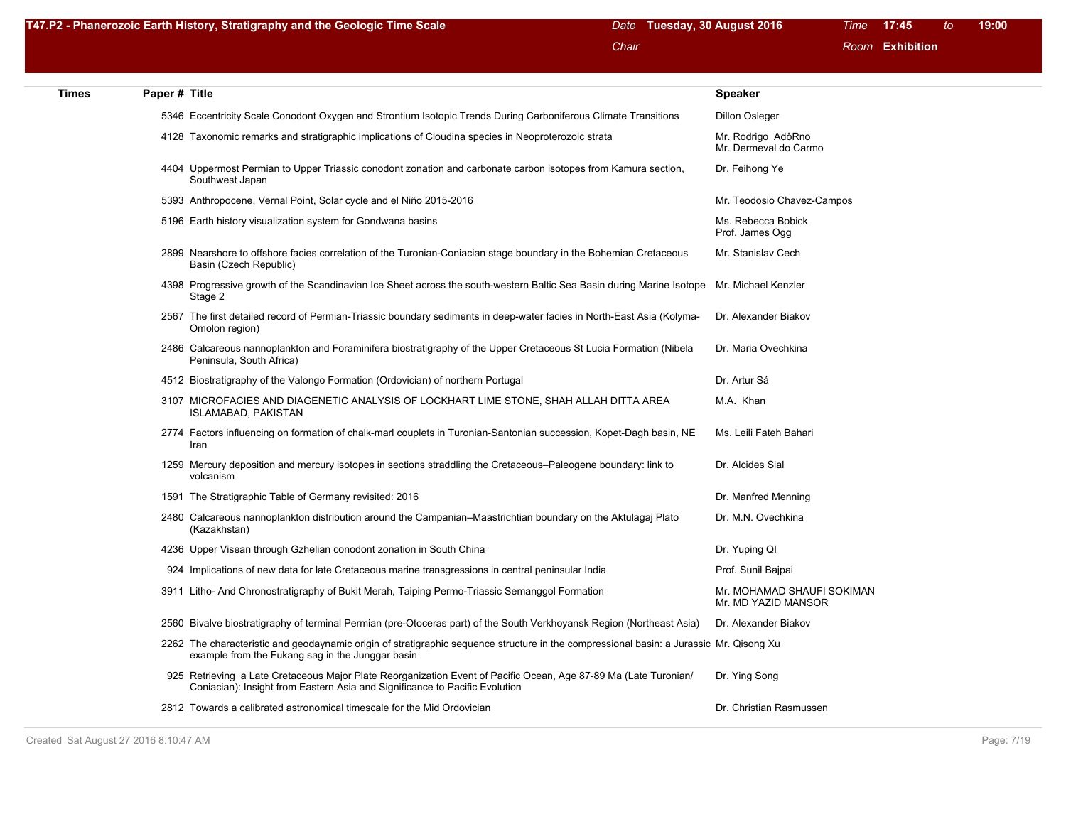## T47.P2 - Phanerozoic Earth History, Stratigraphy and the Geologic Time Scale

**Date** Tuesday, 30 August 2016 **Time** 17:45 **to** 19:00

**Chair**

**Room** Exhibition

| Times | Paper # | Title | Speaker |
|---|---|---|---|
| | 5346 | Eccentricity Scale Conodont Oxygen and Strontium Isotopic Trends During Carboniferous Climate Transitions | Dillon Osleger |
| | 4128 | Taxonomic remarks and stratigraphic implications of Cloudina species in Neoproterozoic strata | Mr. Rodrigo AdôRno<br>Mr. Dermeval do Carmo |
| | 4404 | Uppermost Permian to Upper Triassic conodont zonation and carbonate carbon isotopes from Kamura section, Southwest Japan | Dr. Feihong Ye |
| | 5393 | Anthropocene, Vernal Point, Solar cycle and el Niño 2015-2016 | Mr. Teodosio Chavez-Campos |
| | 5196 | Earth history visualization system for Gondwana basins | Ms. Rebecca Bobick<br>Prof. James Ogg |
| | 2899 | Nearshore to offshore facies correlation of the Turonian-Coniacian stage boundary in the Bohemian Cretaceous Basin (Czech Republic) | Mr. Stanislav Cech |
| | 4398 | Progressive growth of the Scandinavian Ice Sheet across the south-western Baltic Sea Basin during Marine Isotope Stage 2 | Mr. Michael Kenzler |
| | 2567 | The first detailed record of Permian-Triassic boundary sediments in deep-water facies in North-East Asia (Kolyma-Omolon region) | Dr. Alexander Biakov |
| | 2486 | Calcareous nannoplankton and Foraminifera biostratigraphy of the Upper Cretaceous St Lucia Formation (Nibela Peninsula, South Africa) | Dr. Maria Ovechkina |
| | 4512 | Biostratigraphy of the Valongo Formation (Ordovician) of northern Portugal | Dr. Artur Sá |
| | 3107 | MICROFACIES AND DIAGENETIC ANALYSIS OF LOCKHART LIME STONE, SHAH ALLAH DITTA AREA ISLAMABAD, PAKISTAN | M.A. Khan |
| | 2774 | Factors influencing on formation of chalk-marl couplets in Turonian-Santonian succession, Kopet-Dagh basin, NE Iran | Ms. Leili Fateh Bahari |
| | 1259 | Mercury deposition and mercury isotopes in sections straddling the Cretaceous–Paleogene boundary: link to volcanism | Dr. Alcides Sial |
| | 1591 | The Stratigraphic Table of Germany revisited: 2016 | Dr. Manfred Menning |
| | 2480 | Calcareous nannoplankton distribution around the Campanian–Maastrichtian boundary on the Aktulagaj Plato (Kazakhstan) | Dr. M.N. Ovechkina |
| | 4236 | Upper Visean through Gzhelian conodont zonation in South China | Dr. Yuping QI |
| | 924 | Implications of new data for late Cretaceous marine transgressions in central peninsular India | Prof. Sunil Bajpai |
| | 3911 | Litho- And Chronostratigraphy of Bukit Merah, Taiping Permo-Triassic Semanggol Formation | Mr. MOHAMAD SHAUFI SOKIMAN<br>Mr. MD YAZID MANSOR |
| | 2560 | Bivalve biostratigraphy of terminal Permian (pre-Otoceras part) of the South Verkhoyansk Region (Northeast Asia) | Dr. Alexander Biakov |
| | 2262 | The characteristic and geodaynamic origin of stratigraphic sequence structure in the compressional basin: a Jurassic example from the Fukang sag in the Junggar basin | Mr. Qisong Xu |
| | 925 | Retrieving a Late Cretaceous Major Plate Reorganization Event of Pacific Ocean, Age 87-89 Ma (Late Turonian/ Coniacian): Insight from Eastern Asia and Significance to Pacific Evolution | Dr. Ying Song |
| | 2812 | Towards a calibrated astronomical timescale for the Mid Ordovician | Dr. Christian Rasmussen |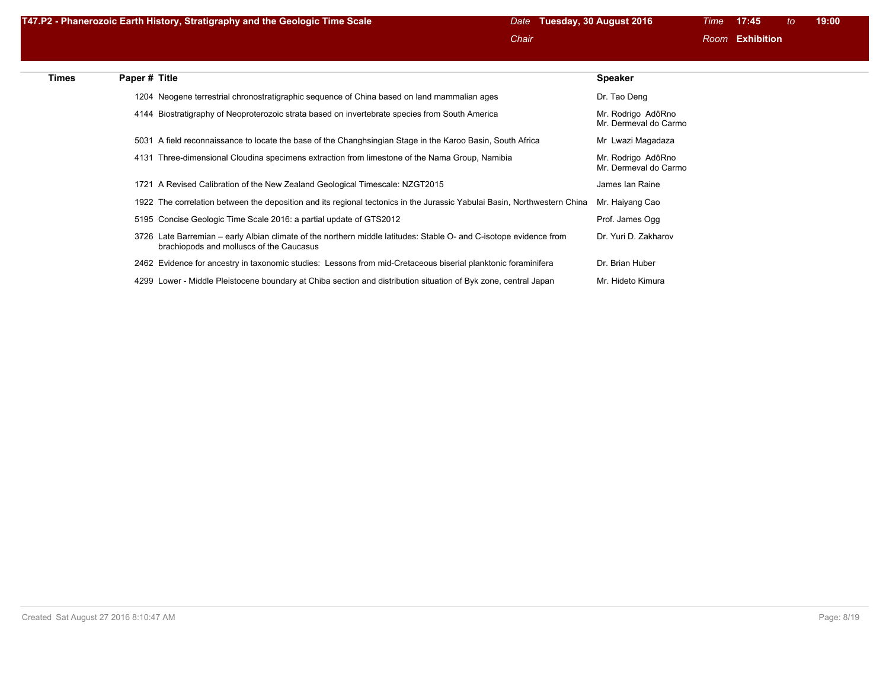## T47.P2 - Phanerozoic Earth History, Stratigraphy and the Geologic Time Scale

*Date* **Tuesday, 30 August 2016** *Time* **17:45** *to* **19:00**

*Chair* *Room* **Exhibition**

| Times | Paper # | Title | Speaker |
|---|---|---|---|
| | 1204 | Neogene terrestrial chronostratigraphic sequence of China based on land mammalian ages | Dr. Tao Deng |
| | 4144 | Biostratigraphy of Neoproterozoic strata based on invertebrate species from South America | Mr. Rodrigo AdôRno<br>Mr. Dermeval do Carmo |
| | 5031 | A field reconnaissance to locate the base of the Changhsingian Stage in the Karoo Basin, South Africa | Mr Lwazi Magadaza |
| | 4131 | Three-dimensional Cloudina specimens extraction from limestone of the Nama Group, Namibia | Mr. Rodrigo AdôRno<br>Mr. Dermeval do Carmo |
| | 1721 | A Revised Calibration of the New Zealand Geological Timescale: NZGT2015 | James Ian Raine |
| | 1922 | The correlation between the deposition and its regional tectonics in the Jurassic Yabulai Basin, Northwestern China | Mr. Haiyang Cao |
| | 5195 | Concise Geologic Time Scale 2016: a partial update of GTS2012 | Prof. James Ogg |
| | 3726 | Late Barremian – early Albian climate of the northern middle latitudes: Stable O- and C-isotope evidence from brachiopods and molluscs of the Caucasus | Dr. Yuri D. Zakharov |
| | 2462 | Evidence for ancestry in taxonomic studies: Lessons from mid-Cretaceous biserial planktonic foraminifera | Dr. Brian Huber |
| | 4299 | Lower - Middle Pleistocene boundary at Chiba section and distribution situation of Byk zone, central Japan | Mr. Hideto Kimura |

Created Sat August 27 2016 8:10:47 AM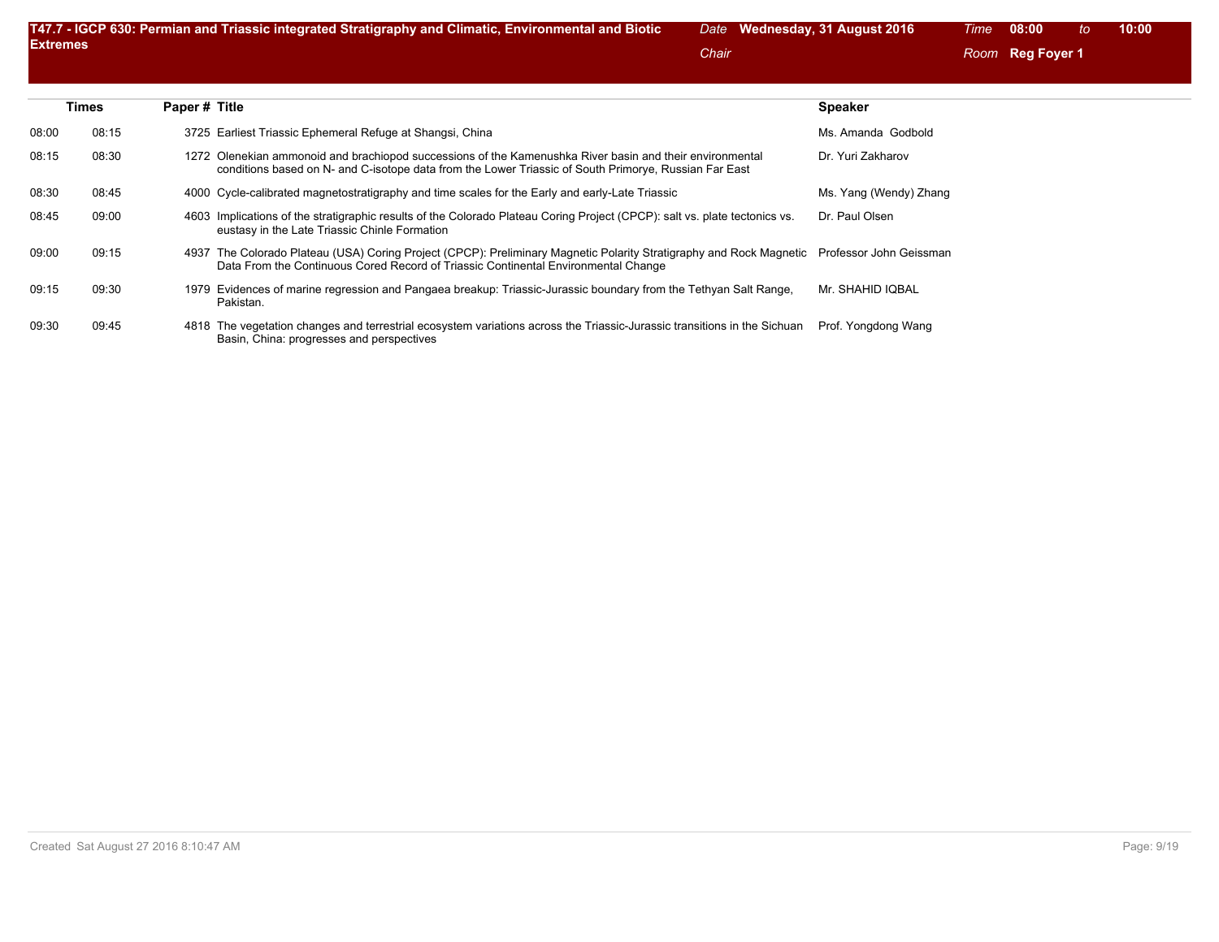## T47.7 - IGCP 630: Permian and Triassic integrated Stratigraphy and Climatic, Environmental and Biotic Extremes

*Date* **Wednesday, 31 August 2016** *Time* **08:00** *to* **10:00**

*Chair* 

*Room* **Reg Foyer 1**

| Times | | Paper # | Title | Speaker |
|---|---|---|---|---|
| 08:00 | 08:15 | 3725 | Earliest Triassic Ephemeral Refuge at Shangsi, China | Ms. Amanda Godbold |
| 08:15 | 08:30 | 1272 | Olenekian ammonoid and brachiopod successions of the Kamenushka River basin and their environmental conditions based on N- and C-isotope data from the Lower Triassic of South Primorye, Russian Far East | Dr. Yuri Zakharov |
| 08:30 | 08:45 | 4000 | Cycle-calibrated magnetostratigraphy and time scales for the Early and early-Late Triassic | Ms. Yang (Wendy) Zhang |
| 08:45 | 09:00 | 4603 | Implications of the stratigraphic results of the Colorado Plateau Coring Project (CPCP): salt vs. plate tectonics vs. eustasy in the Late Triassic Chinle Formation | Dr. Paul Olsen |
| 09:00 | 09:15 | 4937 | The Colorado Plateau (USA) Coring Project (CPCP): Preliminary Magnetic Polarity Stratigraphy and Rock Magnetic Data From the Continuous Cored Record of Triassic Continental Environmental Change | Professor John Geissman |
| 09:15 | 09:30 | 1979 | Evidences of marine regression and Pangaea breakup: Triassic-Jurassic boundary from the Tethyan Salt Range, Pakistan. | Mr. SHAHID IQBAL |
| 09:30 | 09:45 | 4818 | The vegetation changes and terrestrial ecosystem variations across the Triassic-Jurassic transitions in the Sichuan Basin, China: progresses and perspectives | Prof. Yongdong Wang |

Created Sat August 27 2016 8:10:47 AM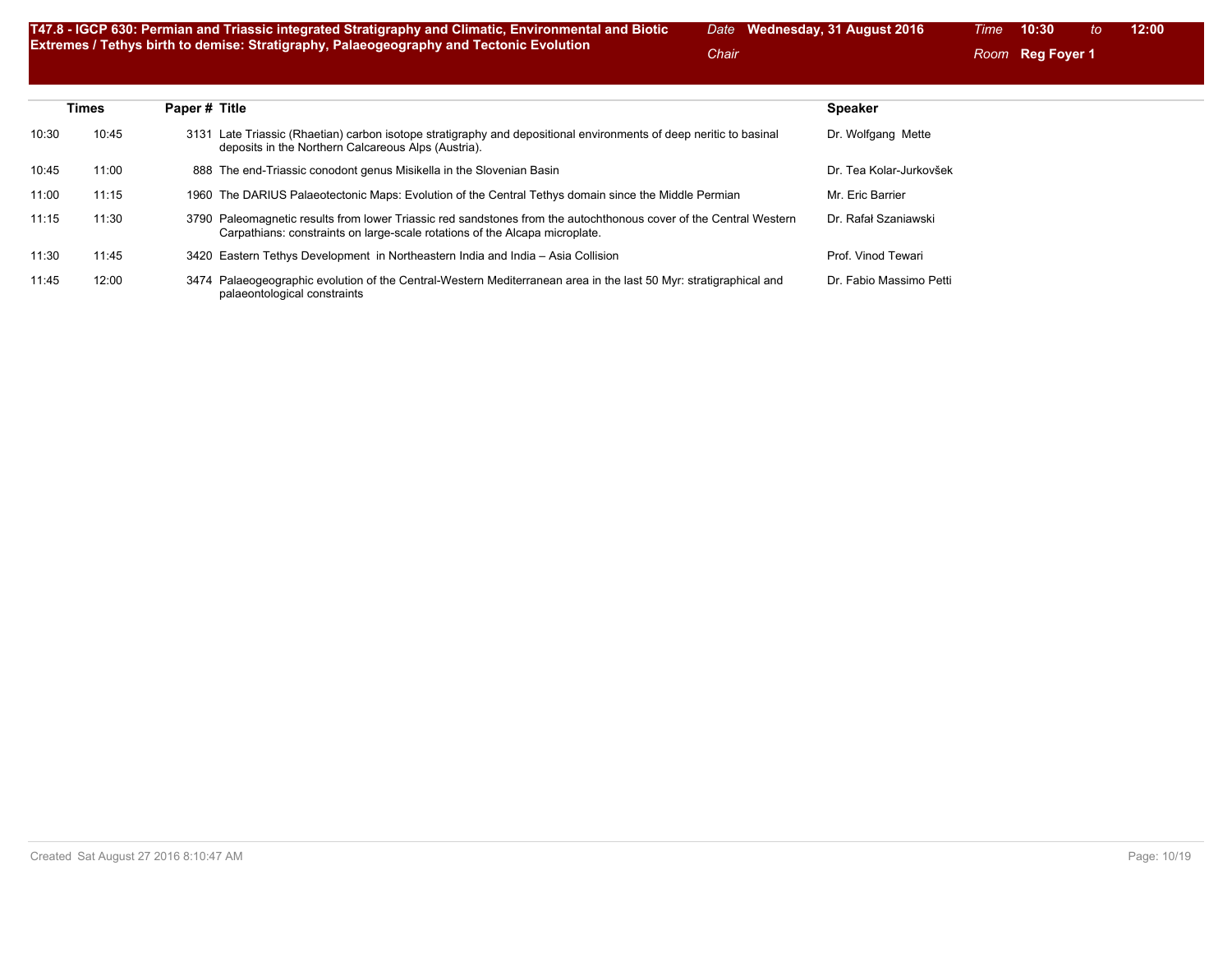## T47.8 - IGCP 630: Permian and Triassic integrated Stratigraphy and Climatic, Environmental and Biotic Extremes / Tethys birth to demise: Stratigraphy, Palaeogeography and Tectonic Evolution

*Date* **Wednesday, 31 August 2016** *Time* **10:30** *to* **12:00**

*Chair*

*Room* **Reg Foyer 1**

| Times | | Paper # | Title | Speaker |
|---|---|---|---|---|
| 10:30 | 10:45 | 3131 | Late Triassic (Rhaetian) carbon isotope stratigraphy and depositional environments of deep neritic to basinal deposits in the Northern Calcareous Alps (Austria). | Dr. Wolfgang Mette |
| 10:45 | 11:00 | 888 | The end-Triassic conodont genus Misikella in the Slovenian Basin | Dr. Tea Kolar-Jurkovšek |
| 11:00 | 11:15 | 1960 | The DARIUS Palaeotectonic Maps: Evolution of the Central Tethys domain since the Middle Permian | Mr. Eric Barrier |
| 11:15 | 11:30 | 3790 | Paleomagnetic results from lower Triassic red sandstones from the autochthonous cover of the Central Western Carpathians: constraints on large-scale rotations of the Alcapa microplate. | Dr. Rafał Szaniawski |
| 11:30 | 11:45 | 3420 | Eastern Tethys Development in Northeastern India and India – Asia Collision | Prof. Vinod Tewari |
| 11:45 | 12:00 | 3474 | Palaeogeographic evolution of the Central-Western Mediterranean area in the last 50 Myr: stratigraphical and palaeontological constraints | Dr. Fabio Massimo Petti |

Created Sat August 27 2016 8:10:47 AM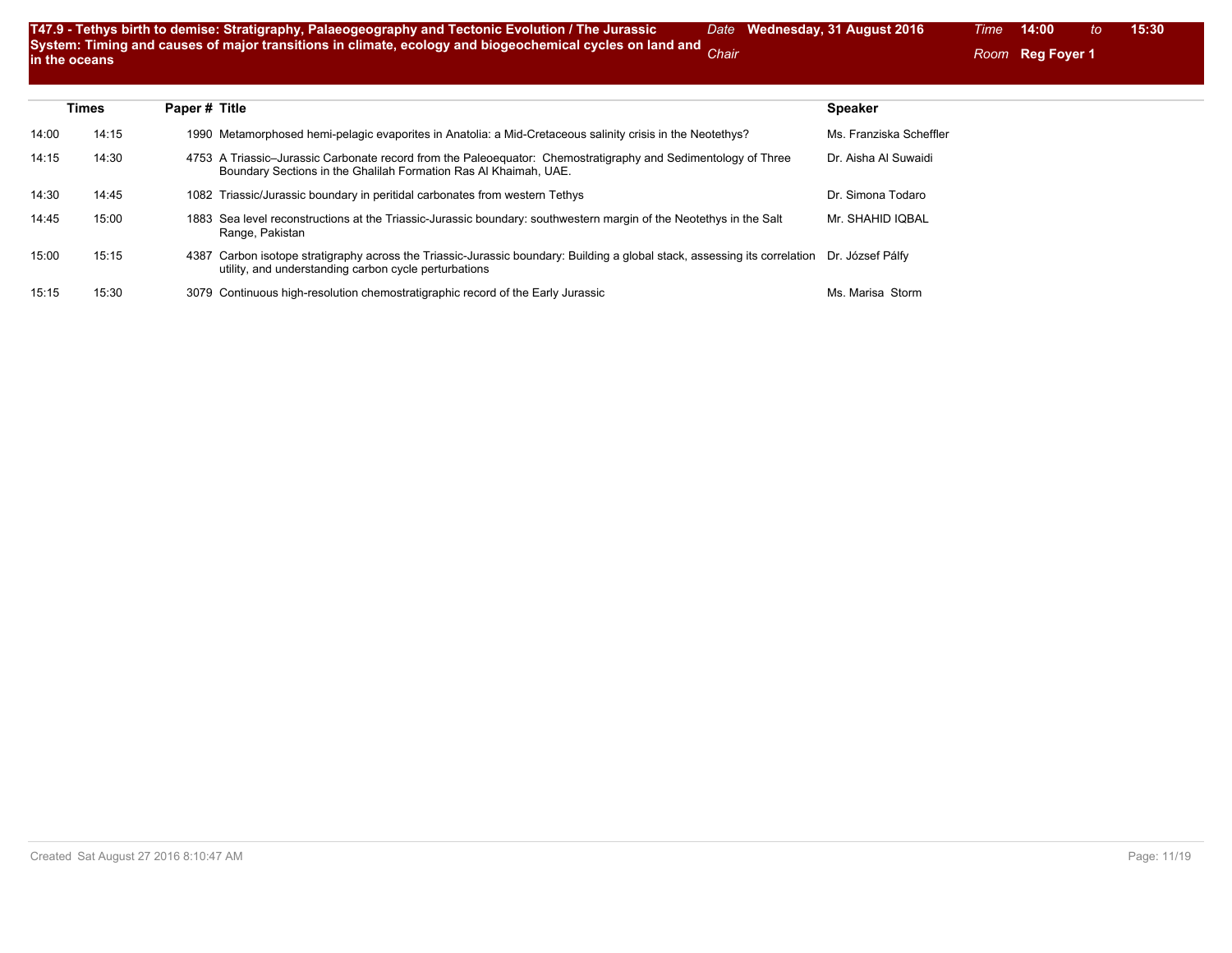**T47.9 - Tethys birth to demise: Stratigraphy, Palaeogeography and Tectonic Evolution / The Jurassic System: Timing and causes of major transitions in climate, ecology and biogeochemical cycles on land and in the oceans**

*Date* **Wednesday, 31 August 2016** *Time* **14:00** *to* **15:30**

*Chair*

*Room* **Reg Foyer 1**

| Times | | Paper # | Title | Speaker |
|---|---|---|---|---|
| 14:00 | 14:15 | 1990 | Metamorphosed hemi-pelagic evaporites in Anatolia: a Mid-Cretaceous salinity crisis in the Neotethys? | Ms. Franziska Scheffler |
| 14:15 | 14:30 | 4753 | A Triassic–Jurassic Carbonate record from the Paleoequator: Chemostratigraphy and Sedimentology of Three Boundary Sections in the Ghalilah Formation Ras Al Khaimah, UAE. | Dr. Aisha Al Suwaidi |
| 14:30 | 14:45 | 1082 | Triassic/Jurassic boundary in peritidal carbonates from western Tethys | Dr. Simona Todaro |
| 14:45 | 15:00 | 1883 | Sea level reconstructions at the Triassic-Jurassic boundary: southwestern margin of the Neotethys in the Salt Range, Pakistan | Mr. SHAHID IQBAL |
| 15:00 | 15:15 | 4387 | Carbon isotope stratigraphy across the Triassic-Jurassic boundary: Building a global stack, assessing its correlation utility, and understanding carbon cycle perturbations | Dr. József Pálfy |
| 15:15 | 15:30 | 3079 | Continuous high-resolution chemostratigraphic record of the Early Jurassic | Ms. Marisa Storm |

Created Sat August 27 2016 8:10:47 AM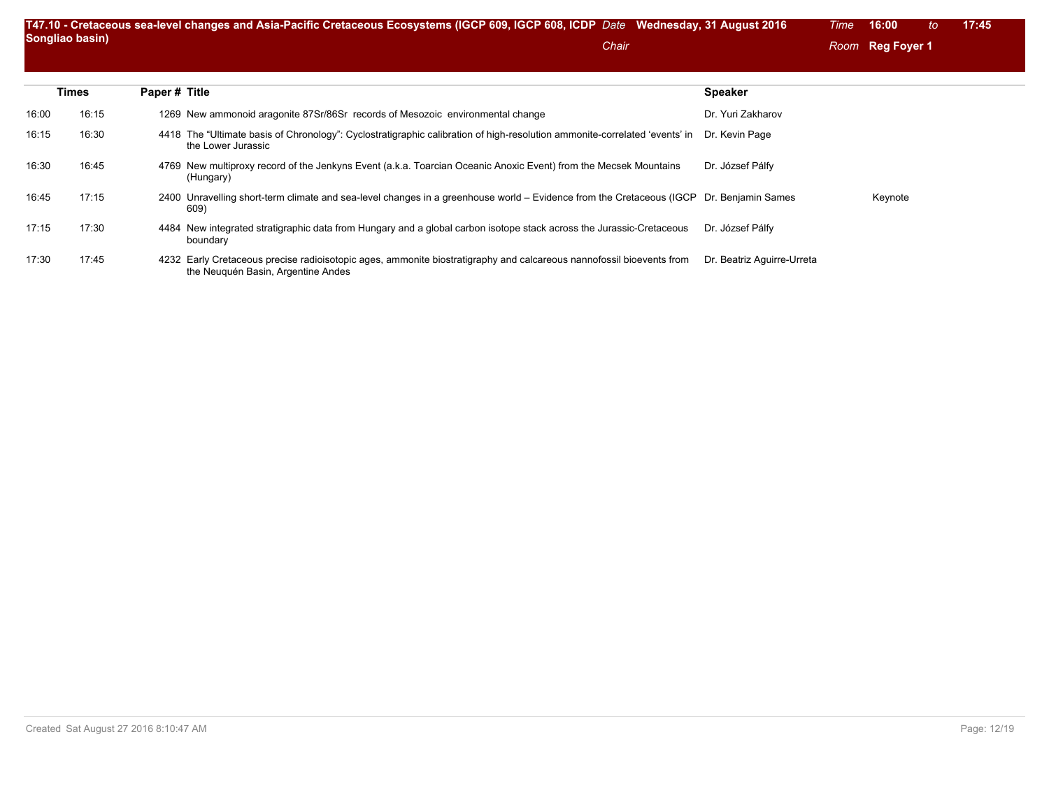## T47.10 - Cretaceous sea-level changes and Asia-Pacific Cretaceous Ecosystems (IGCP 609, IGCP 608, ICDP Songliao basin)

*Date* **Wednesday, 31 August 2016** *Time* **16:00** *to* **17:45**

*Chair*

*Room* **Reg Foyer 1**

| Times | | Paper # | Title | Speaker | |
|---|---|---|---|---|---|
| 16:00 | 16:15 | 1269 | New ammonoid aragonite 87Sr/86Sr records of Mesozoic environmental change | Dr. Yuri Zakharov | |
| 16:15 | 16:30 | 4418 | The “Ultimate basis of Chronology”: Cyclostratigraphic calibration of high-resolution ammonite-correlated ‘events’ in the Lower Jurassic | Dr. Kevin Page | |
| 16:30 | 16:45 | 4769 | New multiproxy record of the Jenkyns Event (a.k.a. Toarcian Oceanic Anoxic Event) from the Mecsek Mountains (Hungary) | Dr. József Pálfy | |
| 16:45 | 17:15 | 2400 | Unravelling short-term climate and sea-level changes in a greenhouse world – Evidence from the Cretaceous (IGCP 609) | Dr. Benjamin Sames | Keynote |
| 17:15 | 17:30 | 4484 | New integrated stratigraphic data from Hungary and a global carbon isotope stack across the Jurassic-Cretaceous boundary | Dr. József Pálfy | |
| 17:30 | 17:45 | 4232 | Early Cretaceous precise radioisotopic ages, ammonite biostratigraphy and calcareous nannofossil bioevents from the Neuquén Basin, Argentine Andes | Dr. Beatriz Aguirre-Urreta | |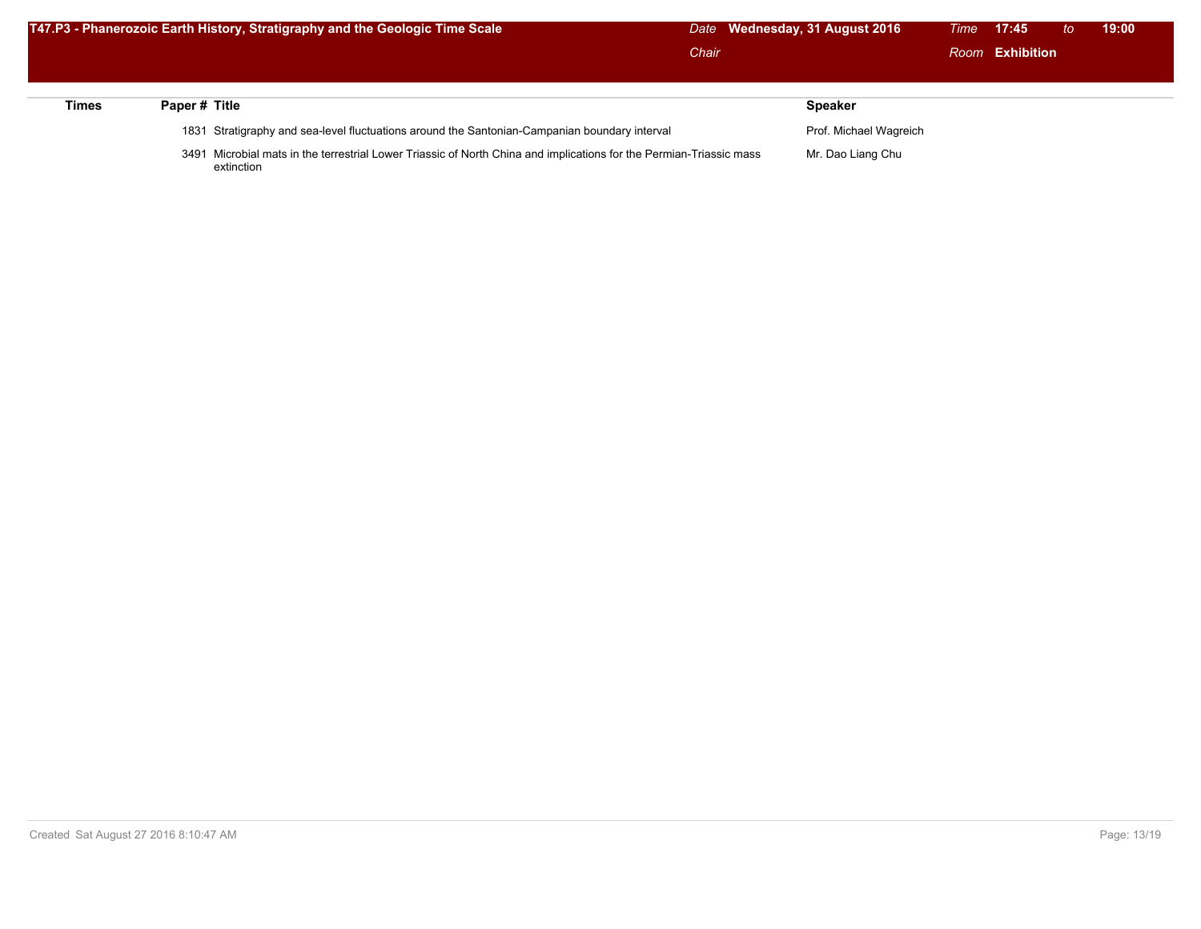## T47.P3 - Phanerozoic Earth History, Stratigraphy and the Geologic Time Scale

*Date* **Wednesday, 31 August 2016** *Time* **17:45** *to* **19:00**

*Chair*

*Room* **Exhibition**

| Times | Paper # | Title | Speaker |
|---|---|---|---|
| | 1831 | Stratigraphy and sea-level fluctuations around the Santonian-Campanian boundary interval | Prof. Michael Wagreich |
| | 3491 | Microbial mats in the terrestrial Lower Triassic of North China and implications for the Permian-Triassic mass extinction | Mr. Dao Liang Chu |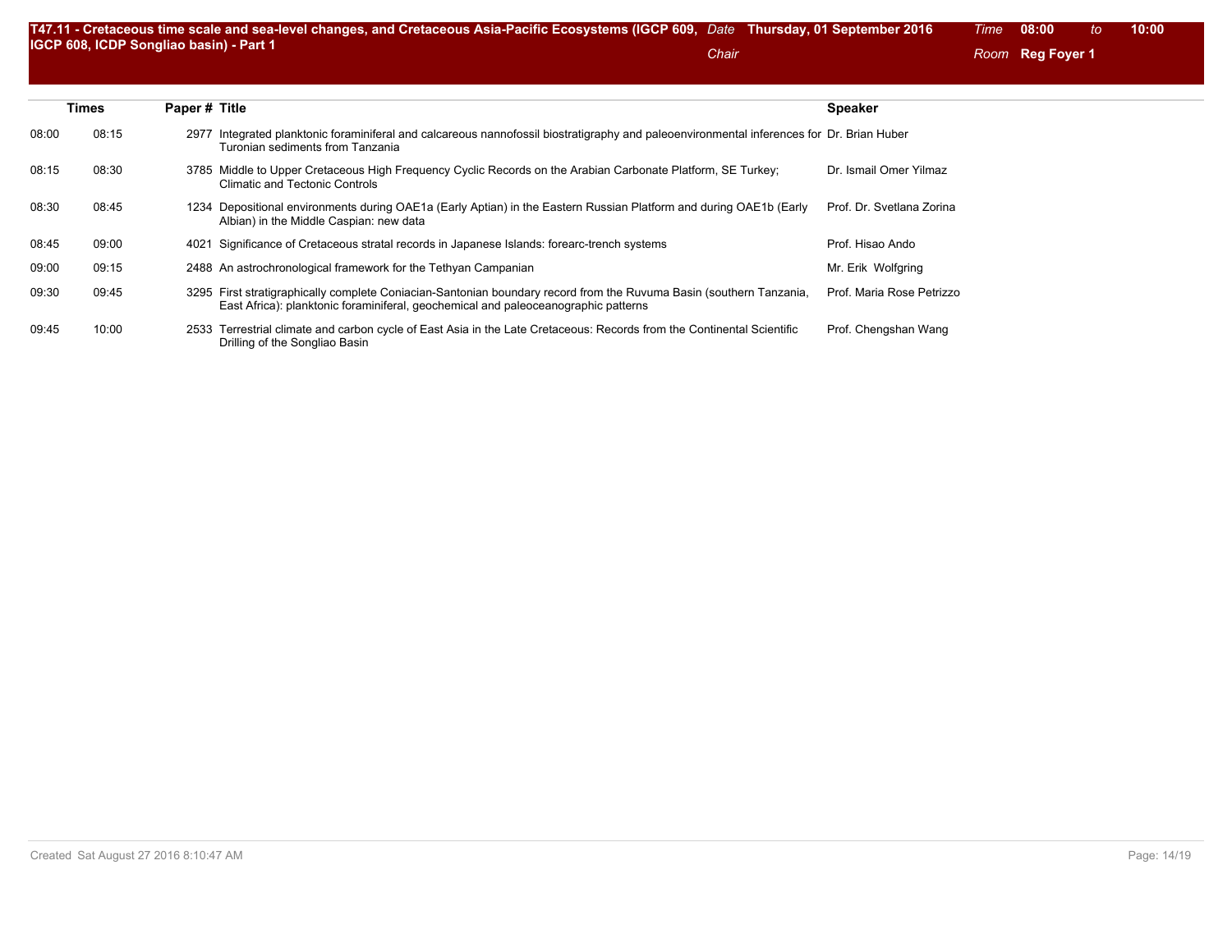## T47.11 - Cretaceous time scale and sea-level changes, and Cretaceous Asia-Pacific Ecosystems (IGCP 609, IGCP 608, ICDP Songliao basin) - Part 1

*Date* **Thursday, 01 September 2016** *Time* **08:00** *to* **10:00**

*Chair*

*Room* **Reg Foyer 1**

| Times | | Paper # | Title | Speaker |
|---|---|---|---|---|
| 08:00 | 08:15 | 2977 | Integrated planktonic foraminiferal and calcareous nannofossil biostratigraphy and paleoenvironmental inferences for Turonian sediments from Tanzania | Dr. Brian Huber |
| 08:15 | 08:30 | 3785 | Middle to Upper Cretaceous High Frequency Cyclic Records on the Arabian Carbonate Platform, SE Turkey; Climatic and Tectonic Controls | Dr. Ismail Omer Yilmaz |
| 08:30 | 08:45 | 1234 | Depositional environments during OAE1a (Early Aptian) in the Eastern Russian Platform and during OAE1b (Early Albian) in the Middle Caspian: new data | Prof. Dr. Svetlana Zorina |
| 08:45 | 09:00 | 4021 | Significance of Cretaceous stratal records in Japanese Islands: forearc-trench systems | Prof. Hisao Ando |
| 09:00 | 09:15 | 2488 | An astrochronological framework for the Tethyan Campanian | Mr. Erik Wolfgring |
| 09:30 | 09:45 | 3295 | First stratigraphically complete Coniacian-Santonian boundary record from the Ruvuma Basin (southern Tanzania, East Africa): planktonic foraminiferal, geochemical and paleoceanographic patterns | Prof. Maria Rose Petrizzo |
| 09:45 | 10:00 | 2533 | Terrestrial climate and carbon cycle of East Asia in the Late Cretaceous: Records from the Continental Scientific Drilling of the Songliao Basin | Prof. Chengshan Wang |

Created Sat August 27 2016 8:10:47 AM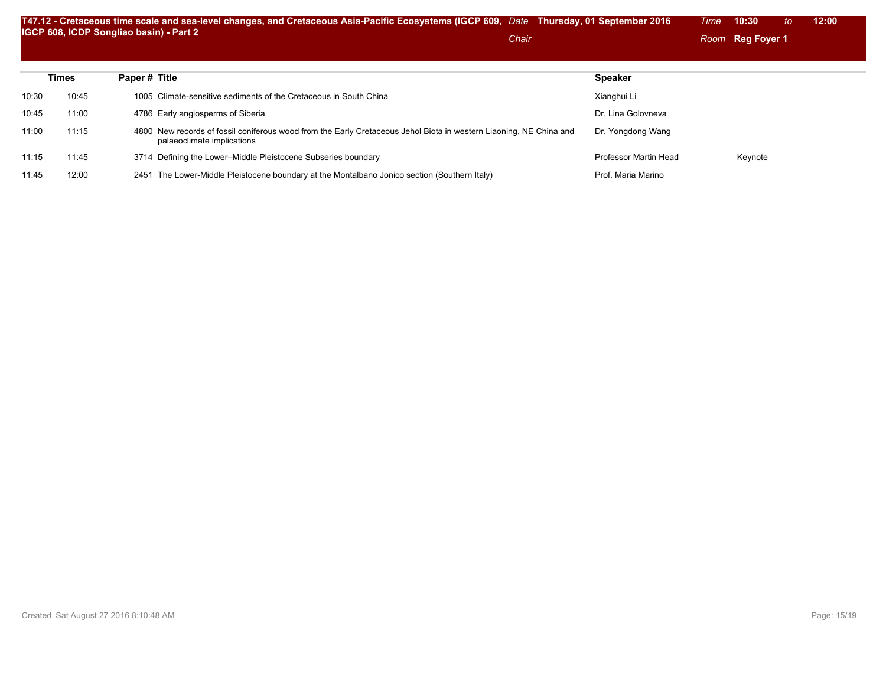## T47.12 - Cretaceous time scale and sea-level changes, and Cretaceous Asia-Pacific Ecosystems (IGCP 609, IGCP 608, ICDP Songliao basin) - Part 2

*Date* **Thursday, 01 September 2016** *Time* **10:30** *to* **12:00**

*Chair*

*Room* **Reg Foyer 1**

| Times | | Paper # | Title | Speaker | |
|---|---|---|---|---|---|
| 10:30 | 10:45 | 1005 | Climate-sensitive sediments of the Cretaceous in South China | Xianghui Li | |
| 10:45 | 11:00 | 4786 | Early angiosperms of Siberia | Dr. Lina Golovneva | |
| 11:00 | 11:15 | 4800 | New records of fossil coniferous wood from the Early Cretaceous Jehol Biota in western Liaoning, NE China and palaeoclimate implications | Dr. Yongdong Wang | |
| 11:15 | 11:45 | 3714 | Defining the Lower–Middle Pleistocene Subseries boundary | Professor Martin Head | Keynote |
| 11:45 | 12:00 | 2451 | The Lower-Middle Pleistocene boundary at the Montalbano Jonico section (Southern Italy) | Prof. Maria Marino | |

Created Sat August 27 2016 8:10:48 AM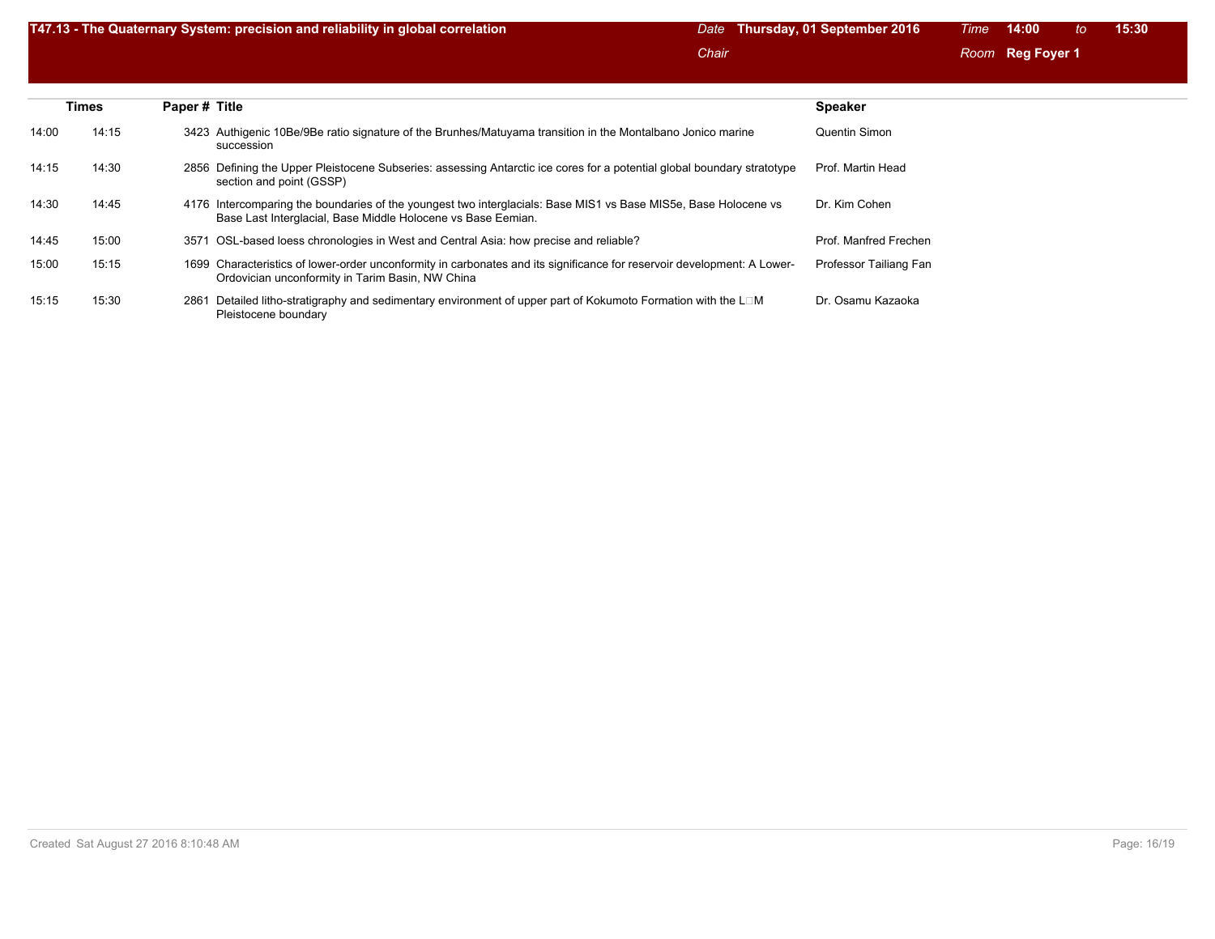## T47.13 - The Quaternary System: precision and reliability in global correlation

*Date* **Thursday, 01 September 2016** *Time* **14:00** *to* **15:30**

*Chair*

*Room* **Reg Foyer 1**

| Times | | Paper # | Title | Speaker |
|---|---|---|---|---|
| 14:00 | 14:15 | 3423 | Authigenic 10Be/9Be ratio signature of the Brunhes/Matuyama transition in the Montalbano Jonico marine succession | Quentin Simon |
| 14:15 | 14:30 | 2856 | Defining the Upper Pleistocene Subseries: assessing Antarctic ice cores for a potential global boundary stratotype section and point (GSSP) | Prof. Martin Head |
| 14:30 | 14:45 | 4176 | Intercomparing the boundaries of the youngest two interglacials: Base MIS1 vs Base MIS5e, Base Holocene vs Base Last Interglacial, Base Middle Holocene vs Base Eemian. | Dr. Kim Cohen |
| 14:45 | 15:00 | 3571 | OSL-based loess chronologies in West and Central Asia: how precise and reliable? | Prof. Manfred Frechen |
| 15:00 | 15:15 | 1699 | Characteristics of lower-order unconformity in carbonates and its significance for reservoir development: A Lower-Ordovician unconformity in Tarim Basin, NW China | Professor Tailiang Fan |
| 15:15 | 15:30 | 2861 | Detailed litho-stratigraphy and sedimentary environment of upper part of Kokumoto Formation with the L□M Pleistocene boundary | Dr. Osamu Kazaoka |

Created Sat August 27 2016 8:10:48 AM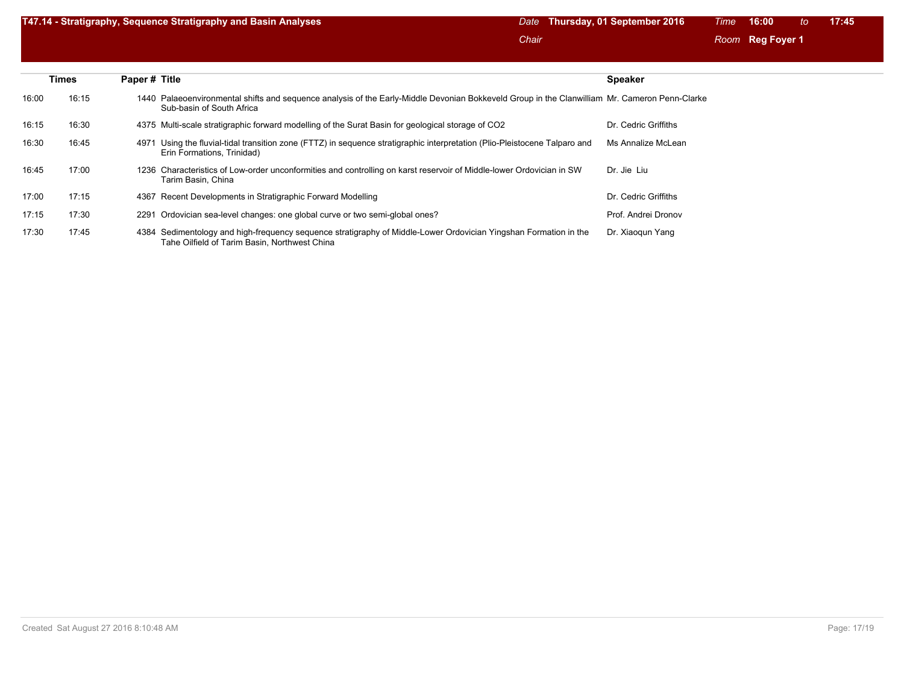## T47.14 - Stratigraphy, Sequence Stratigraphy and Basin Analyses

*Date* **Thursday, 01 September 2016** *Time* **16:00** *to* **17:45**

*Chair*

*Room* **Reg Foyer 1**

| Times | | Paper # | Title | Speaker |
|---|---|---|---|---|
| 16:00 | 16:15 | 1440 | Palaeoenvironmental shifts and sequence analysis of the Early-Middle Devonian Bokkeveld Group in the Clanwilliam Sub-basin of South Africa | Mr. Cameron Penn-Clarke |
| 16:15 | 16:30 | 4375 | Multi-scale stratigraphic forward modelling of the Surat Basin for geological storage of CO2 | Dr. Cedric Griffiths |
| 16:30 | 16:45 | 4971 | Using the fluvial-tidal transition zone (FTTZ) in sequence stratigraphic interpretation (Plio-Pleistocene Talparo and Erin Formations, Trinidad) | Ms Annalize McLean |
| 16:45 | 17:00 | 1236 | Characteristics of Low-order unconformities and controlling on karst reservoir of Middle-lower Ordovician in SW Tarim Basin, China | Dr. Jie Liu |
| 17:00 | 17:15 | 4367 | Recent Developments in Stratigraphic Forward Modelling | Dr. Cedric Griffiths |
| 17:15 | 17:30 | 2291 | Ordovician sea-level changes: one global curve or two semi-global ones? | Prof. Andrei Dronov |
| 17:30 | 17:45 | 4384 | Sedimentology and high-frequency sequence stratigraphy of Middle-Lower Ordovician Yingshan Formation in the Tahe Oilfield of Tarim Basin, Northwest China | Dr. Xiaoqun Yang |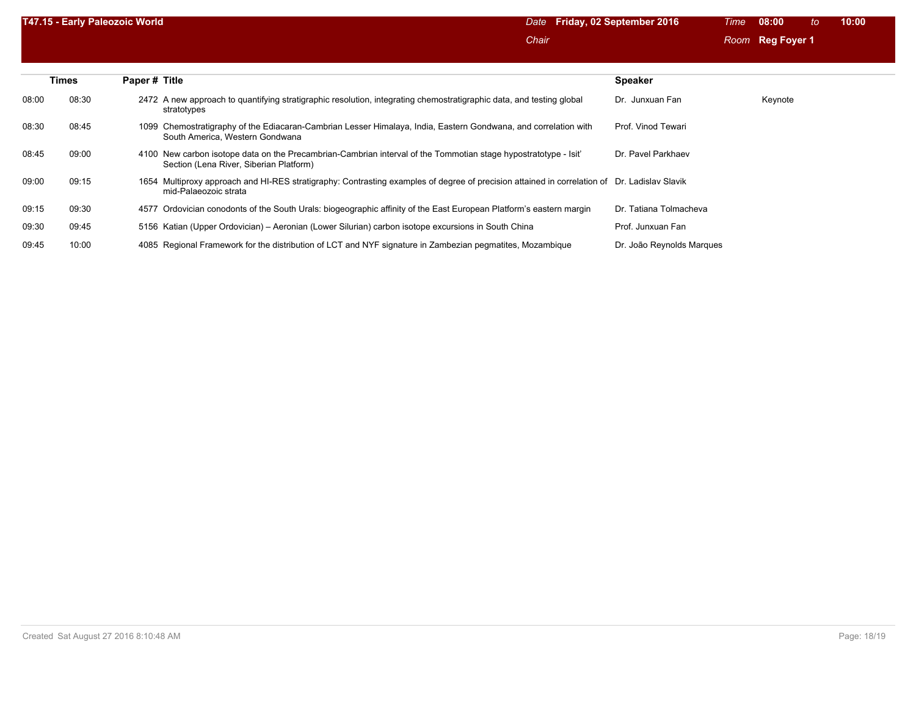## T47.15 - Early Paleozoic World

*Date* **Friday, 02 September 2016** *Time* **08:00** *to* **10:00**

*Chair*

*Room* **Reg Foyer 1**

| Times | | Paper # | Title | Speaker | |
|---|---|---|---|---|---|
| 08:00 | 08:30 | 2472 | A new approach to quantifying stratigraphic resolution, integrating chemostratigraphic data, and testing global stratotypes | Dr. Junxuan Fan | Keynote |
| 08:30 | 08:45 | 1099 | Chemostratigraphy of the Ediacaran-Cambrian Lesser Himalaya, India, Eastern Gondwana, and correlation with South America, Western Gondwana | Prof. Vinod Tewari | |
| 08:45 | 09:00 | 4100 | New carbon isotope data on the Precambrian-Cambrian interval of the Tommotian stage hypostratotype - Isit' Section (Lena River, Siberian Platform) | Dr. Pavel Parkhaev | |
| 09:00 | 09:15 | 1654 | Multiproxy approach and HI-RES stratigraphy: Contrasting examples of degree of precision attained in correlation of mid-Palaeozoic strata | Dr. Ladislav Slavik | |
| 09:15 | 09:30 | 4577 | Ordovician conodonts of the South Urals: biogeographic affinity of the East European Platform's eastern margin | Dr. Tatiana Tolmacheva | |
| 09:30 | 09:45 | 5156 | Katian (Upper Ordovician) – Aeronian (Lower Silurian) carbon isotope excursions in South China | Prof. Junxuan Fan | |
| 09:45 | 10:00 | 4085 | Regional Framework for the distribution of LCT and NYF signature in Zambezian pegmatites, Mozambique | Dr. João Reynolds Marques | |

Created Sat August 27 2016 8:10:48 AM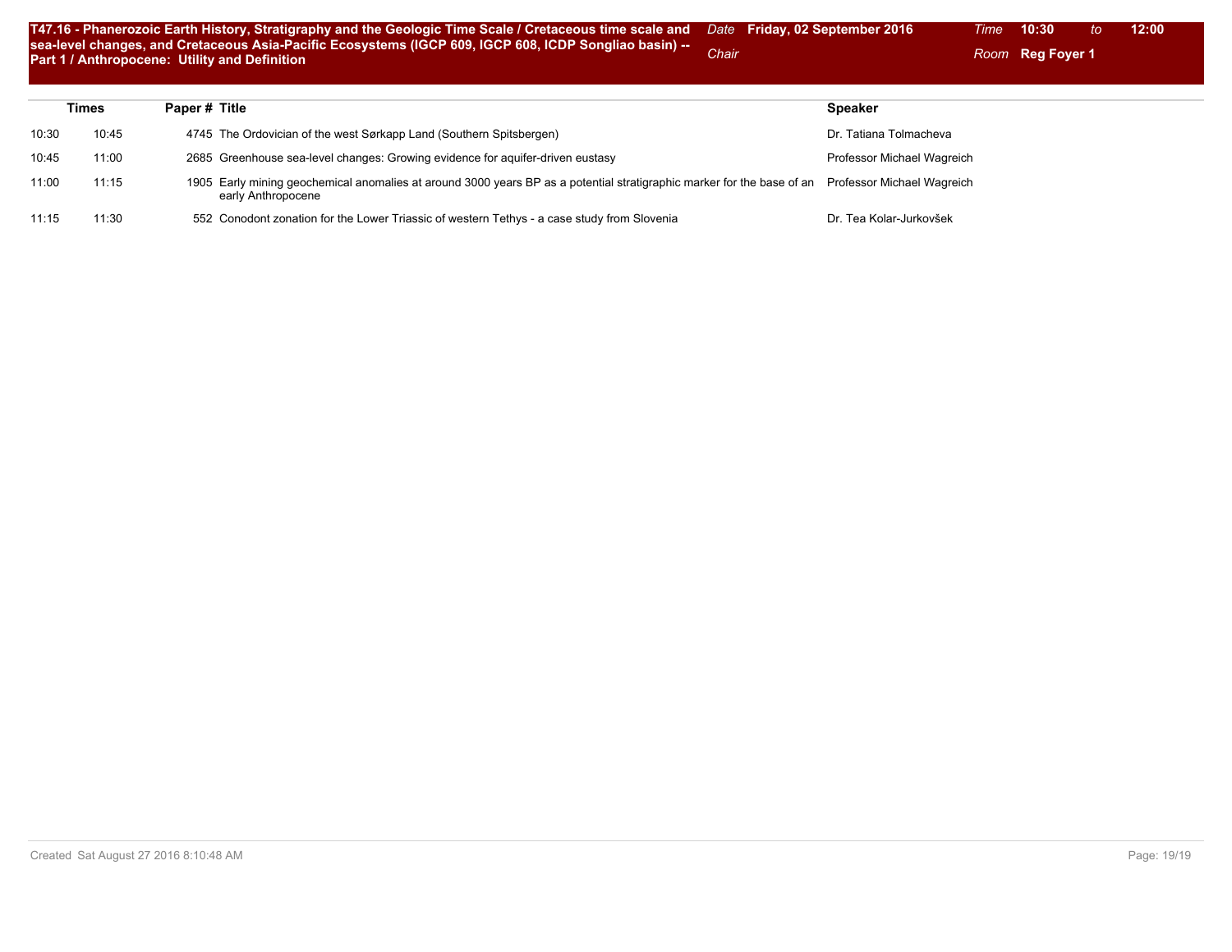**T47.16 - Phanerozoic Earth History, Stratigraphy and the Geologic Time Scale / Cretaceous time scale and sea-level changes, and Cretaceous Asia-Pacific Ecosystems (IGCP 609, IGCP 608, ICDP Songliao basin) -- Part 1 / Anthropocene: Utility and Definition**

*Date* **Friday, 02 September 2016** *Time* **10:30** *to* **12:00**

*Chair*

*Room* **Reg Foyer 1**

| Times | | Paper # | Title | Speaker |
|---|---|---|---|---|
| 10:30 | 10:45 | 4745 | The Ordovician of the west Sørkapp Land (Southern Spitsbergen) | Dr. Tatiana Tolmacheva |
| 10:45 | 11:00 | 2685 | Greenhouse sea-level changes: Growing evidence for aquifer-driven eustasy | Professor Michael Wagreich |
| 11:00 | 11:15 | 1905 | Early mining geochemical anomalies at around 3000 years BP as a potential stratigraphic marker for the base of an early Anthropocene | Professor Michael Wagreich |
| 11:15 | 11:30 | 552 | Conodont zonation for the Lower Triassic of western Tethys - a case study from Slovenia | Dr. Tea Kolar-Jurkovšek |

Created Sat August 27 2016 8:10:48 AM